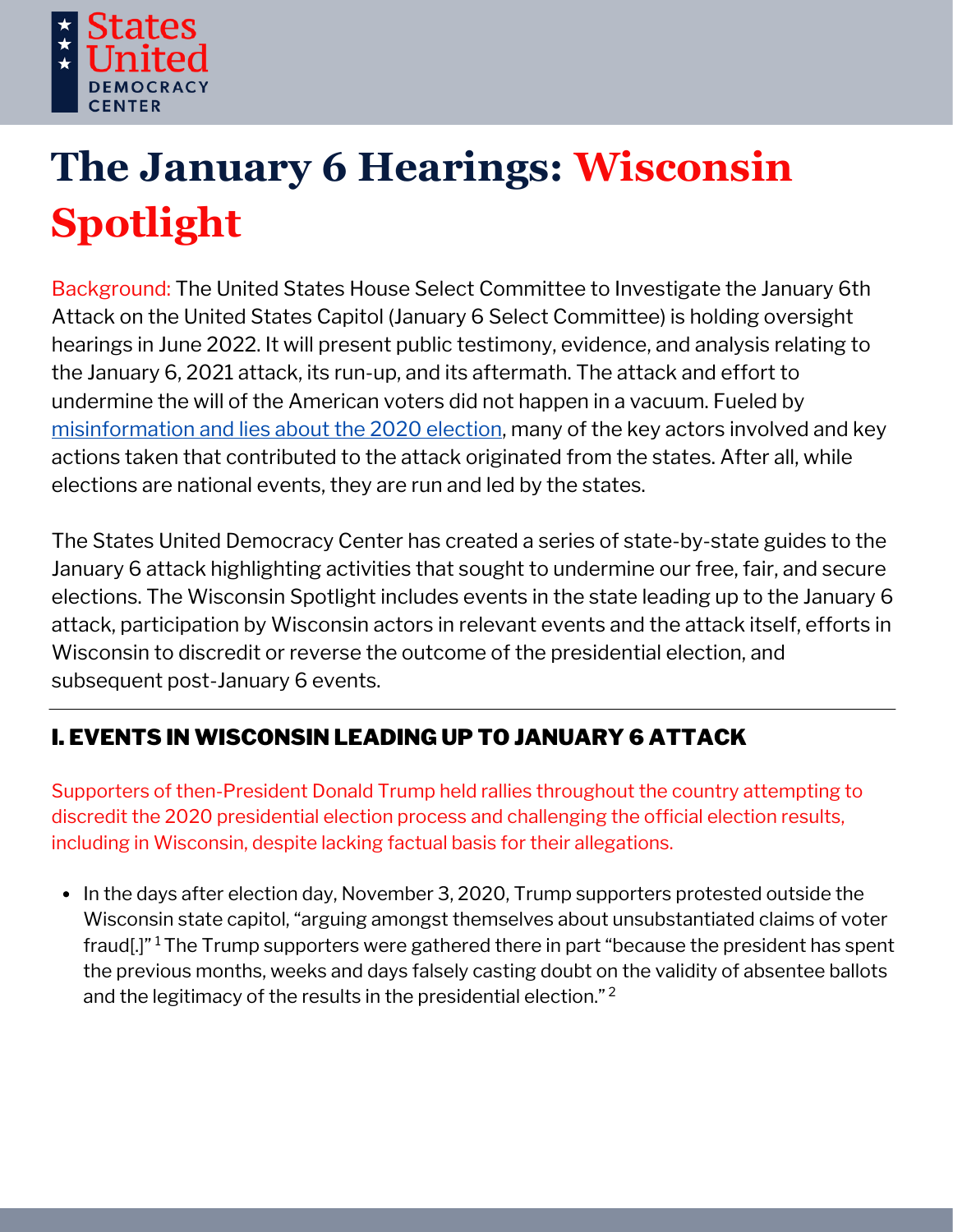# The January 6 Hearings: Wisconsin Spotlight

Background: The United States House Select Committee to Investigate the January 6th Attack on the United States Capitol (January 6 Select Committee) is holding oversight hearings in June 2022. It will present public testimony, evidence, and analysis relating to the January 6, 2021 attack, its run-up, and its aftermath. The attack and effort to undermine the will of the American voters did not happen in a vacuum. Fueled by misinformation and lies about the 2020 election, many of the key actors involved and key actions taken that contributed to the attack originated from the states. After all, while elections are national events, they are run and led by the states.

The States United Democracy Center has created a series of state-by-state guides to the January 6 attack highlighting activities that sought to undermine our free, fair, and secure elections. The Wisconsin Spotlight includes events in the state leading up to the January 6 attack, participation by Wisconsin actors in relevant events and the attack itself, efforts in Wisconsin to discredit or reverse the outcome of the presidential election, and subsequent post-January 6 events.

## I. EVENTS IN WISCONSIN LEADING UP TO JANUARY 6 ATTACK

Supporters of then-President Donald Trump held rallies throughout the country attempting to discredit the 2020 presidential election process and challenging the official election results, including in Wisconsin, despite lacking factual basis for their allegations.

- In the days after election day, November 3, 2020, Trump supporters protested outside the Wisconsin state capitol, "arguing amongst themselves about unsubstantiated claims of voter fraud[.]" [1] The Trump supporters were gathered there in part "because the president has spent the previous months, weeks and days falsely casting doubt on the validity of absentee ballots and the legitimacy of the results in the presidential election." [2]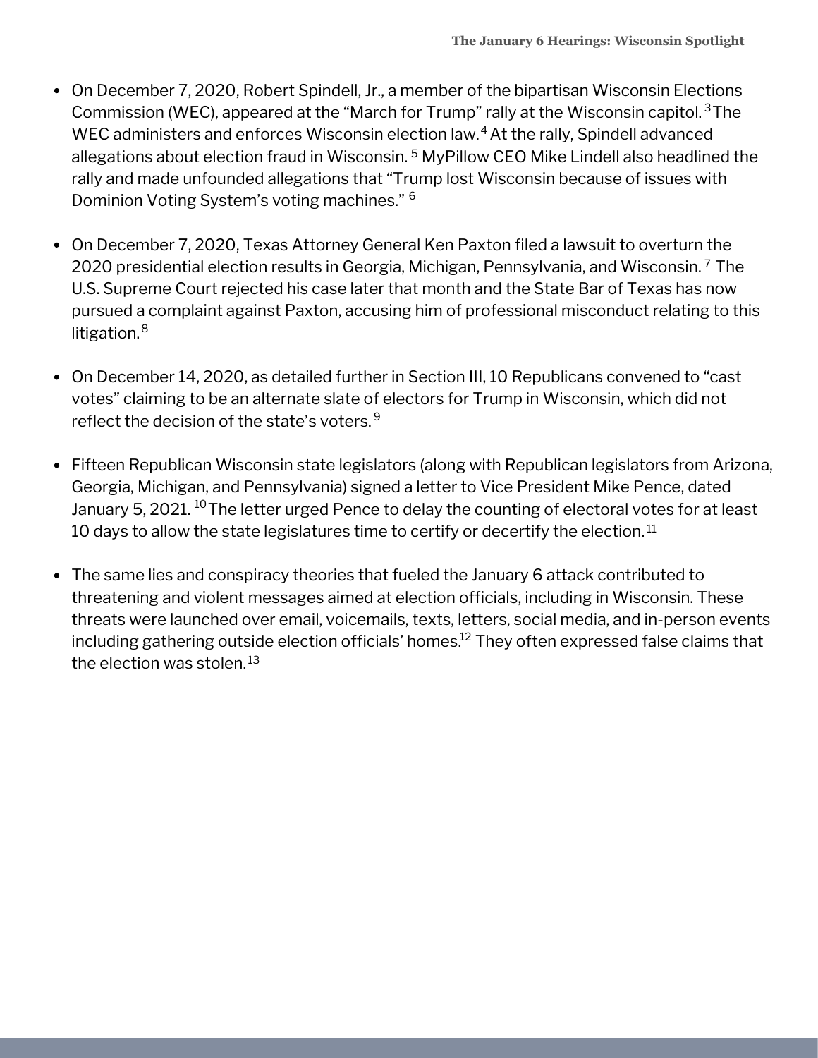- On December 7, 2020, Robert Spindell, Jr., a member of the bipartisan Wisconsin Elections Commission (WEC), appeared at the "March for Trump" rally at the Wisconsin capitol.[3] The WEC administers and enforces Wisconsin election law.[4] At the rally, Spindell advanced allegations about election fraud in Wisconsin.[5] MyPillow CEO Mike Lindell also headlined the rally and made unfounded allegations that "Trump lost Wisconsin because of issues with Dominion Voting System's voting machines."[6]

- On December 7, 2020, Texas Attorney General Ken Paxton filed a lawsuit to overturn the 2020 presidential election results in Georgia, Michigan, Pennsylvania, and Wisconsin.[7] The U.S. Supreme Court rejected his case later that month and the State Bar of Texas has now pursued a complaint against Paxton, accusing him of professional misconduct relating to this litigation.[8]

- On December 14, 2020, as detailed further in Section III, 10 Republicans convened to "cast votes" claiming to be an alternate slate of electors for Trump in Wisconsin, which did not reflect the decision of the state's voters.[9]

- Fifteen Republican Wisconsin state legislators (along with Republican legislators from Arizona, Georgia, Michigan, and Pennsylvania) signed a letter to Vice President Mike Pence, dated January 5, 2021.[10] The letter urged Pence to delay the counting of electoral votes for at least 10 days to allow the state legislatures time to certify or decertify the election.[11]

- The same lies and conspiracy theories that fueled the January 6 attack contributed to threatening and violent messages aimed at election officials, including in Wisconsin. These threats were launched over email, voicemails, texts, letters, social media, and in-person events including gathering outside election officials' homes.[12] They often expressed false claims that the election was stolen.[13]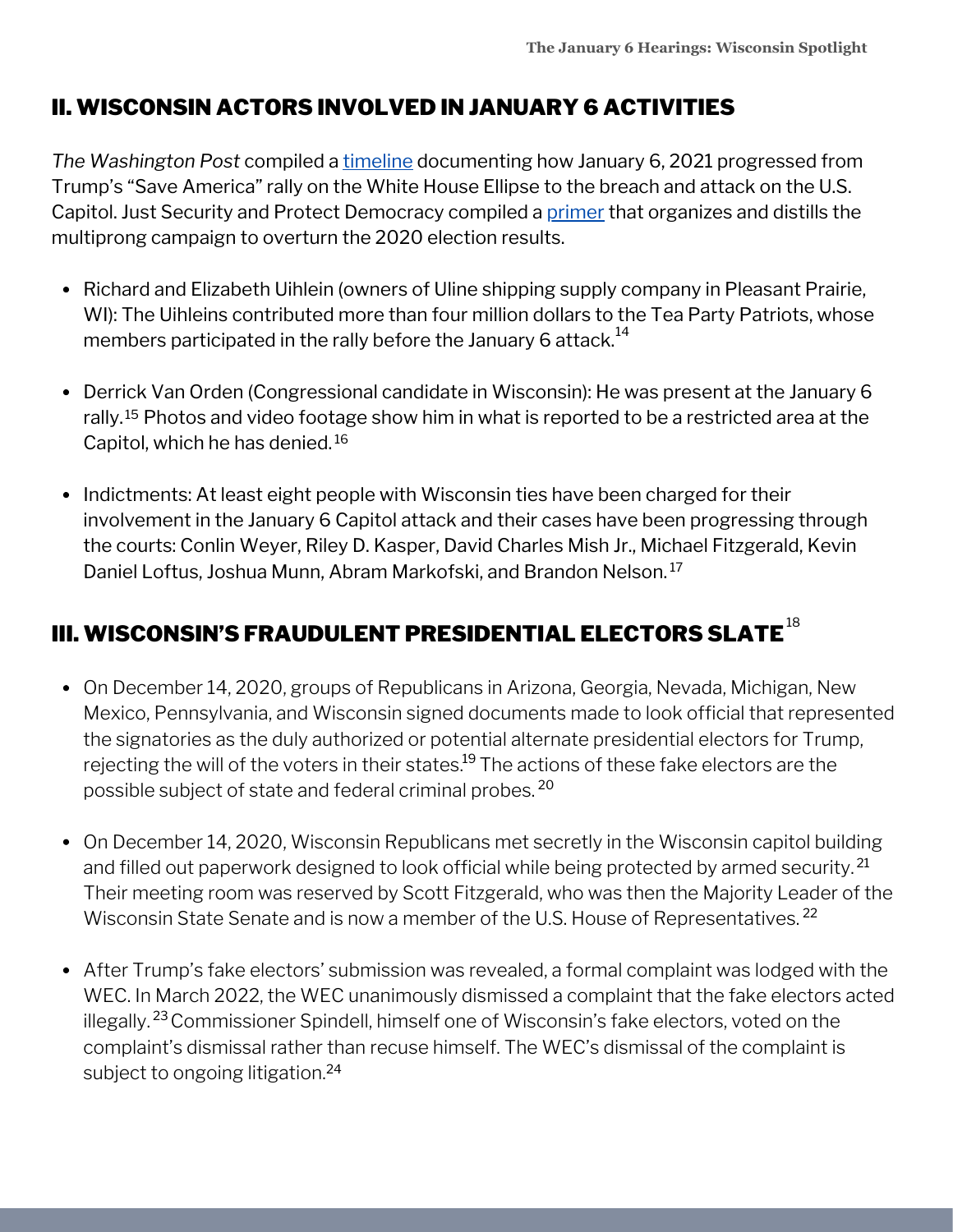## II. WISCONSIN ACTORS INVOLVED IN JANUARY 6 ACTIVITIES

*The Washington Post* compiled a timeline documenting how January 6, 2021 progressed from Trump's "Save America" rally on the White House Ellipse to the breach and attack on the U.S. Capitol. Just Security and Protect Democracy compiled a primer that organizes and distills the multiprong campaign to overturn the 2020 election results.

- Richard and Elizabeth Uihlein (owners of Uline shipping supply company in Pleasant Prairie, WI): The Uihleins contributed more than four million dollars to the Tea Party Patriots, whose members participated in the rally before the January 6 attack.[14]
- Derrick Van Orden (Congressional candidate in Wisconsin): He was present at the January 6 rally.[15] Photos and video footage show him in what is reported to be a restricted area at the Capitol, which he has denied.[16]
- Indictments: At least eight people with Wisconsin ties have been charged for their involvement in the January 6 Capitol attack and their cases have been progressing through the courts: Conlin Weyer, Riley D. Kasper, David Charles Mish Jr., Michael Fitzgerald, Kevin Daniel Loftus, Joshua Munn, Abram Markofski, and Brandon Nelson.[17]

## III. WISCONSIN'S FRAUDULENT PRESIDENTIAL ELECTORS SLATE[18]

- On December 14, 2020, groups of Republicans in Arizona, Georgia, Nevada, Michigan, New Mexico, Pennsylvania, and Wisconsin signed documents made to look official that represented the signatories as the duly authorized or potential alternate presidential electors for Trump, rejecting the will of the voters in their states.[19] The actions of these fake electors are the possible subject of state and federal criminal probes.[20]
- On December 14, 2020, Wisconsin Republicans met secretly in the Wisconsin capitol building and filled out paperwork designed to look official while being protected by armed security.[21] Their meeting room was reserved by Scott Fitzgerald, who was then the Majority Leader of the Wisconsin State Senate and is now a member of the U.S. House of Representatives.[22]
- After Trump's fake electors' submission was revealed, a formal complaint was lodged with the WEC. In March 2022, the WEC unanimously dismissed a complaint that the fake electors acted illegally.[23] Commissioner Spindell, himself one of Wisconsin's fake electors, voted on the complaint's dismissal rather than recuse himself. The WEC's dismissal of the complaint is subject to ongoing litigation.[24]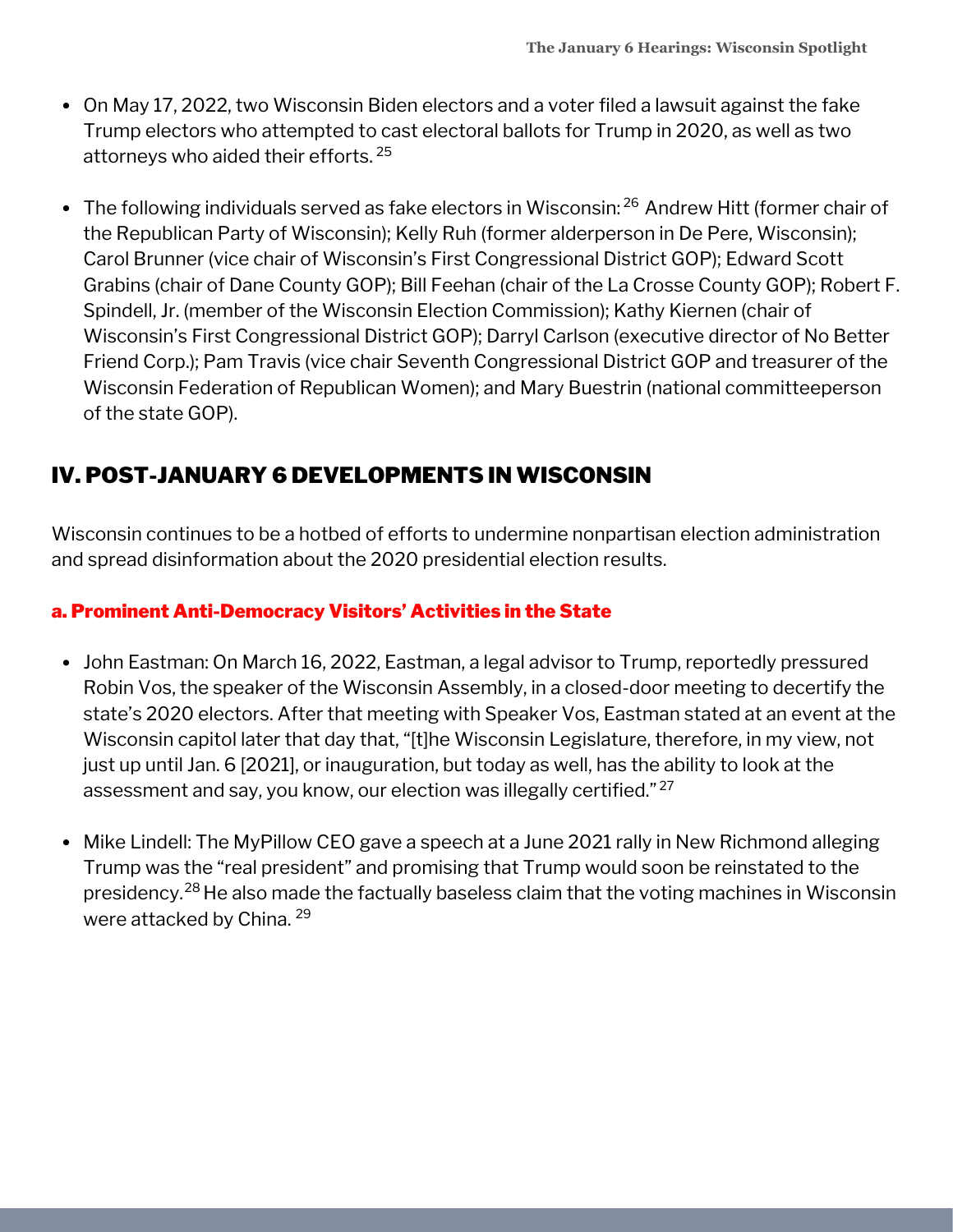- On May 17, 2022, two Wisconsin Biden electors and a voter filed a lawsuit against the fake Trump electors who attempted to cast electoral ballots for Trump in 2020, as well as two attorneys who aided their efforts. [25]
- The following individuals served as fake electors in Wisconsin: [26] Andrew Hitt (former chair of the Republican Party of Wisconsin); Kelly Ruh (former alderperson in De Pere, Wisconsin); Carol Brunner (vice chair of Wisconsin's First Congressional District GOP); Edward Scott Grabins (chair of Dane County GOP); Bill Feehan (chair of the La Crosse County GOP); Robert F. Spindell, Jr. (member of the Wisconsin Election Commission); Kathy Kiernen (chair of Wisconsin's First Congressional District GOP); Darryl Carlson (executive director of No Better Friend Corp.); Pam Travis (vice chair Seventh Congressional District GOP and treasurer of the Wisconsin Federation of Republican Women); and Mary Buestrin (national committeeperson of the state GOP).

## IV. POST-JANUARY 6 DEVELOPMENTS IN WISCONSIN

Wisconsin continues to be a hotbed of efforts to undermine nonpartisan election administration and spread disinformation about the 2020 presidential election results.

### a. Prominent Anti-Democracy Visitors' Activities in the State

- John Eastman: On March 16, 2022, Eastman, a legal advisor to Trump, reportedly pressured Robin Vos, the speaker of the Wisconsin Assembly, in a closed-door meeting to decertify the state's 2020 electors. After that meeting with Speaker Vos, Eastman stated at an event at the Wisconsin capitol later that day that, "[t]he Wisconsin Legislature, therefore, in my view, not just up until Jan. 6 [2021], or inauguration, but today as well, has the ability to look at the assessment and say, you know, our election was illegally certified." [27]
- Mike Lindell: The MyPillow CEO gave a speech at a June 2021 rally in New Richmond alleging Trump was the "real president" and promising that Trump would soon be reinstated to the presidency.[28] He also made the factually baseless claim that the voting machines in Wisconsin were attacked by China. [29]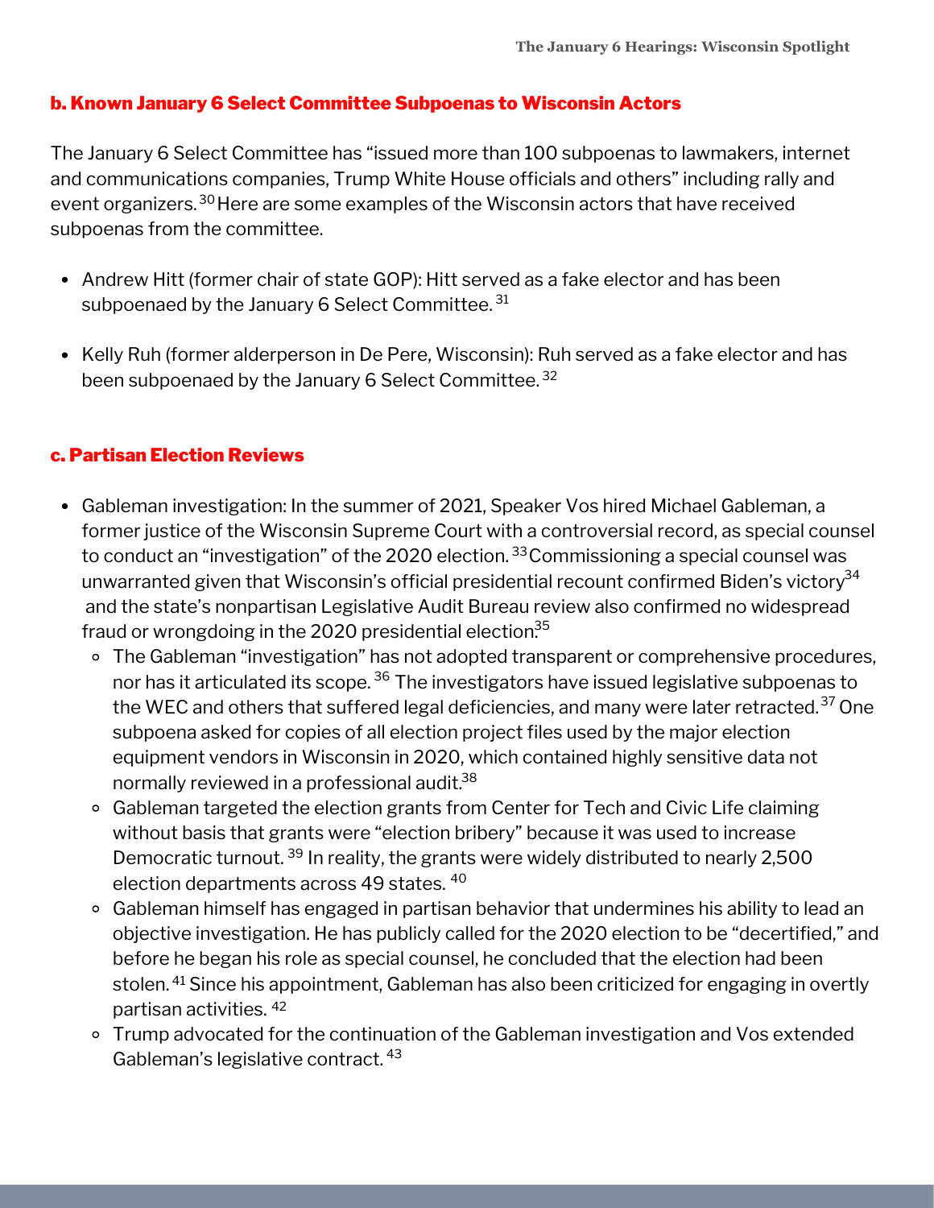### b. Known January 6 Select Committee Subpoenas to Wisconsin Actors

The January 6 Select Committee has "issued more than 100 subpoenas to lawmakers, internet and communications companies, Trump White House officials and others" including rally and event organizers.[30] Here are some examples of the Wisconsin actors that have received subpoenas from the committee.

- Andrew Hitt (former chair of state GOP): Hitt served as a fake elector and has been subpoenaed by the January 6 Select Committee.[31]
- Kelly Ruh (former alderperson in De Pere, Wisconsin): Ruh served as a fake elector and has been subpoenaed by the January 6 Select Committee.[32]

### c. Partisan Election Reviews

- Gableman investigation: In the summer of 2021, Speaker Vos hired Michael Gableman, a former justice of the Wisconsin Supreme Court with a controversial record, as special counsel to conduct an "investigation" of the 2020 election.[33] Commissioning a special counsel was unwarranted given that Wisconsin's official presidential recount confirmed Biden's victory[34] and the state's nonpartisan Legislative Audit Bureau review also confirmed no widespread fraud or wrongdoing in the 2020 presidential election.[35]
  - The Gableman "investigation" has not adopted transparent or comprehensive procedures, nor has it articulated its scope.[36] The investigators have issued legislative subpoenas to the WEC and others that suffered legal deficiencies, and many were later retracted.[37] One subpoena asked for copies of all election project files used by the major election equipment vendors in Wisconsin in 2020, which contained highly sensitive data not normally reviewed in a professional audit.[38]
  - Gableman targeted the election grants from Center for Tech and Civic Life claiming without basis that grants were "election bribery" because it was used to increase Democratic turnout.[39] In reality, the grants were widely distributed to nearly 2,500 election departments across 49 states.[40]
  - Gableman himself has engaged in partisan behavior that undermines his ability to lead an objective investigation. He has publicly called for the 2020 election to be "decertified," and before he began his role as special counsel, he concluded that the election had been stolen.[41] Since his appointment, Gableman has also been criticized for engaging in overtly partisan activities.[42]
  - Trump advocated for the continuation of the Gableman investigation and Vos extended Gableman's legislative contract.[43]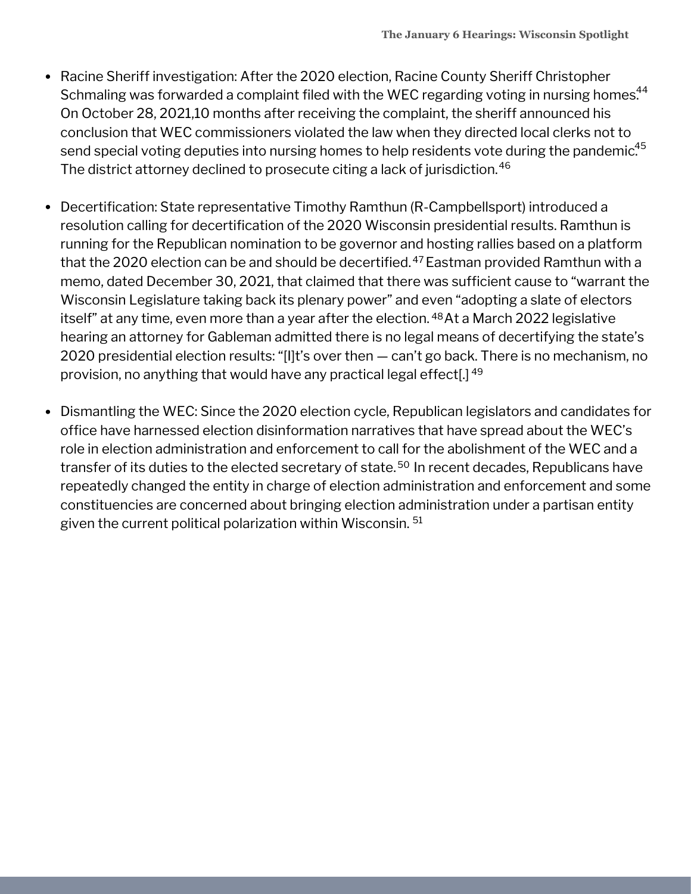- Racine Sheriff investigation: After the 2020 election, Racine County Sheriff Christopher Schmaling was forwarded a complaint filed with the WEC regarding voting in nursing homes.[44] On October 28, 2021,10 months after receiving the complaint, the sheriff announced his conclusion that WEC commissioners violated the law when they directed local clerks not to send special voting deputies into nursing homes to help residents vote during the pandemic.[45] The district attorney declined to prosecute citing a lack of jurisdiction.[46]

- Decertification: State representative Timothy Ramthun (R-Campbellsport) introduced a resolution calling for decertification of the 2020 Wisconsin presidential results. Ramthun is running for the Republican nomination to be governor and hosting rallies based on a platform that the 2020 election can be and should be decertified.[47] Eastman provided Ramthun with a memo, dated December 30, 2021, that claimed that there was sufficient cause to "warrant the Wisconsin Legislature taking back its plenary power" and even "adopting a slate of electors itself" at any time, even more than a year after the election.[48] At a March 2022 legislative hearing an attorney for Gableman admitted there is no legal means of decertifying the state's 2020 presidential election results: "[I]t's over then — can't go back. There is no mechanism, no provision, no anything that would have any practical legal effect[.][49]

- Dismantling the WEC: Since the 2020 election cycle, Republican legislators and candidates for office have harnessed election disinformation narratives that have spread about the WEC's role in election administration and enforcement to call for the abolishment of the WEC and a transfer of its duties to the elected secretary of state.[50] In recent decades, Republicans have repeatedly changed the entity in charge of election administration and enforcement and some constituencies are concerned about bringing election administration under a partisan entity given the current political polarization within Wisconsin.[51]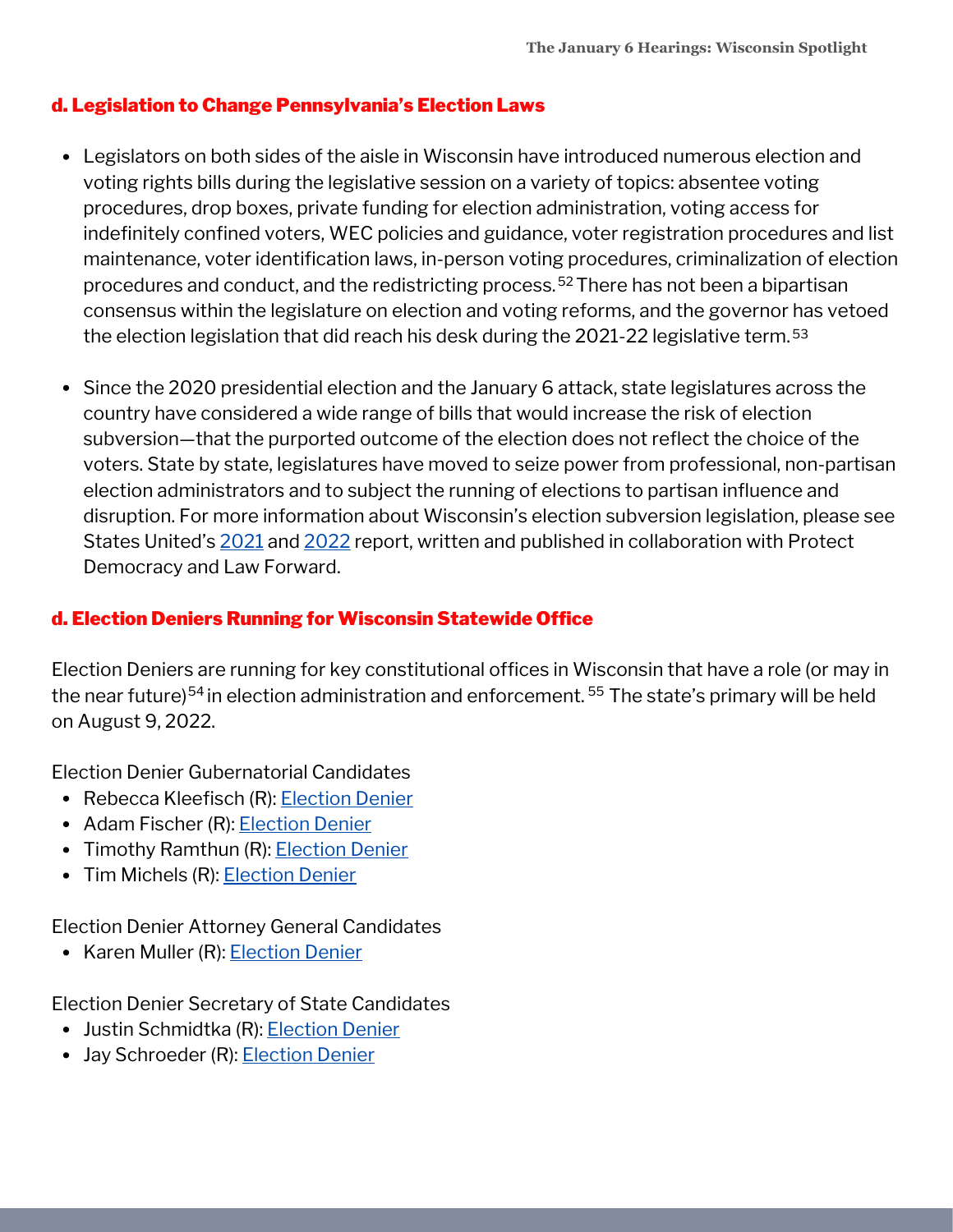### d. Legislation to Change Pennsylvania's Election Laws

- Legislators on both sides of the aisle in Wisconsin have introduced numerous election and voting rights bills during the legislative session on a variety of topics: absentee voting procedures, drop boxes, private funding for election administration, voting access for indefinitely confined voters, WEC policies and guidance, voter registration procedures and list maintenance, voter identification laws, in-person voting procedures, criminalization of election procedures and conduct, and the redistricting process.[52] There has not been a bipartisan consensus within the legislature on election and voting reforms, and the governor has vetoed the election legislation that did reach his desk during the 2021-22 legislative term.[53]

- Since the 2020 presidential election and the January 6 attack, state legislatures across the country have considered a wide range of bills that would increase the risk of election subversion—that the purported outcome of the election does not reflect the choice of the voters. State by state, legislatures have moved to seize power from professional, non-partisan election administrators and to subject the running of elections to partisan influence and disruption. For more information about Wisconsin's election subversion legislation, please see States United's 2021 and 2022 report, written and published in collaboration with Protect Democracy and Law Forward.

### d. Election Deniers Running for Wisconsin Statewide Office

Election Deniers are running for key constitutional offices in Wisconsin that have a role (or may in the near future)[54] in election administration and enforcement.[55] The state's primary will be held on August 9, 2022.

Election Denier Gubernatorial Candidates

- Rebecca Kleefisch (R): Election Denier
- Adam Fischer (R): Election Denier
- Timothy Ramthun (R): Election Denier
- Tim Michels (R): Election Denier

Election Denier Attorney General Candidates

- Karen Muller (R): Election Denier

Election Denier Secretary of State Candidates

- Justin Schmidtka (R): Election Denier
- Jay Schroeder (R): Election Denier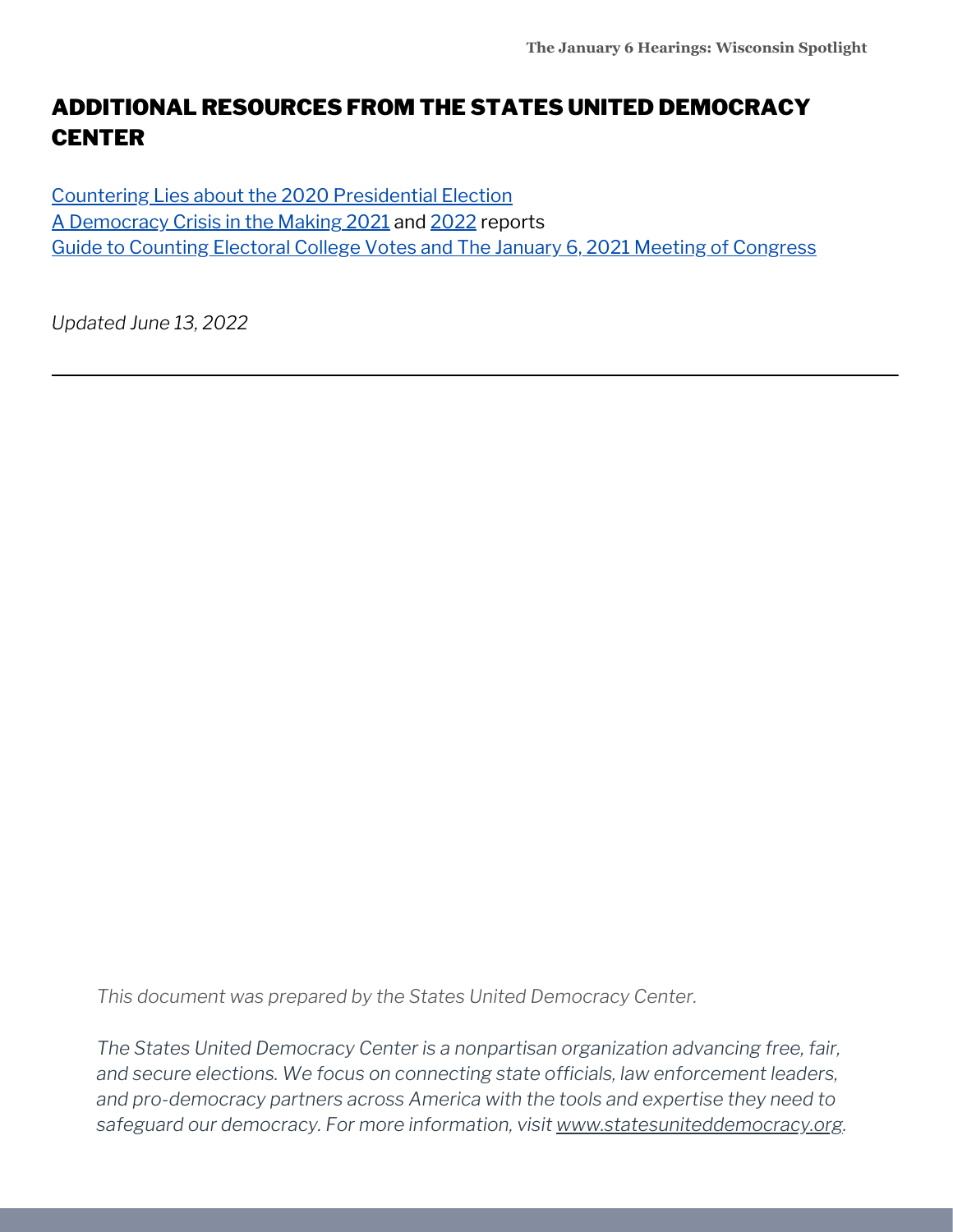## ADDITIONAL RESOURCES FROM THE STATES UNITED DEMOCRACY CENTER

Countering Lies about the 2020 Presidential Election
A Democracy Crisis in the Making 2021 and 2022 reports
Guide to Counting Electoral College Votes and The January 6, 2021 Meeting of Congress

*Updated June 13, 2022*

---

*This document was prepared by the States United Democracy Center.*

*The States United Democracy Center is a nonpartisan organization advancing free, fair, and secure elections. We focus on connecting state officials, law enforcement leaders, and pro-democracy partners across America with the tools and expertise they need to safeguard our democracy. For more information, visit www.statesuniteddemocracy.org.*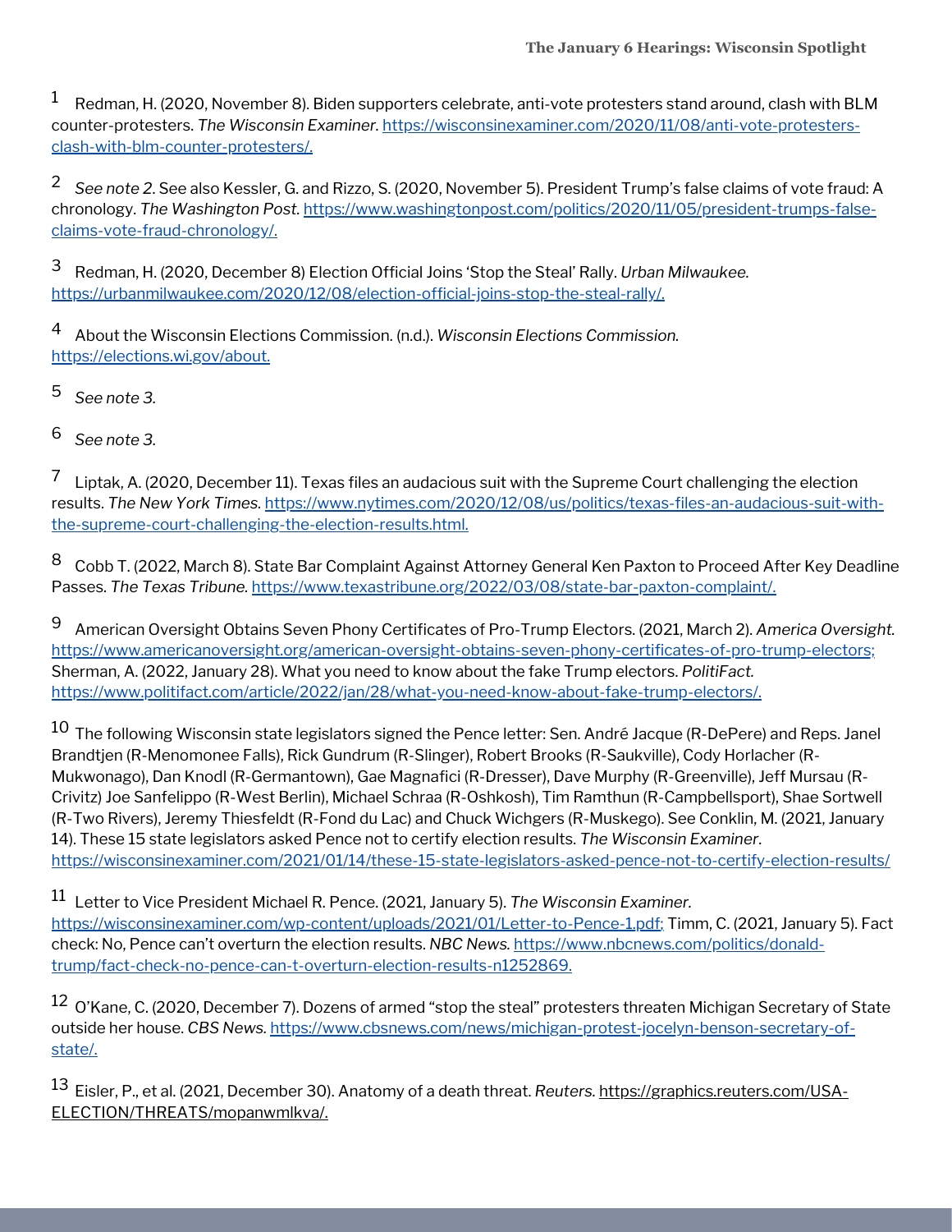[1] Redman, H. (2020, November 8). Biden supporters celebrate, anti-vote protesters stand around, clash with BLM counter-protesters. *The Wisconsin Examiner.* https://wisconsinexaminer.com/2020/11/08/anti-vote-protesters-clash-with-blm-counter-protesters/.

[2] *See note 2*. See also Kessler, G. and Rizzo, S. (2020, November 5). President Trump's false claims of vote fraud: A chronology. *The Washington Post.* https://www.washingtonpost.com/politics/2020/11/05/president-trumps-false-claims-vote-fraud-chronology/.

[3] Redman, H. (2020, December 8) Election Official Joins 'Stop the Steal' Rally. *Urban Milwaukee.* https://urbanmilwaukee.com/2020/12/08/election-official-joins-stop-the-steal-rally/.

[4] About the Wisconsin Elections Commission. (n.d.). *Wisconsin Elections Commission.* https://elections.wi.gov/about.

[5] *See note 3.*

[6] *See note 3.*

[7] Liptak, A. (2020, December 11). Texas files an audacious suit with the Supreme Court challenging the election results. *The New York Times.* https://www.nytimes.com/2020/12/08/us/politics/texas-files-an-audacious-suit-with-the-supreme-court-challenging-the-election-results.html.

[8] Cobb T. (2022, March 8). State Bar Complaint Against Attorney General Ken Paxton to Proceed After Key Deadline Passes. *The Texas Tribune.* https://www.texastribune.org/2022/03/08/state-bar-paxton-complaint/.

[9] American Oversight Obtains Seven Phony Certificates of Pro-Trump Electors. (2021, March 2). *America Oversight.* https://www.americanoversight.org/american-oversight-obtains-seven-phony-certificates-of-pro-trump-electors; Sherman, A. (2022, January 28). What you need to know about the fake Trump electors. *PolitiFact.* https://www.politifact.com/article/2022/jan/28/what-you-need-know-about-fake-trump-electors/.

[10] The following Wisconsin state legislators signed the Pence letter: Sen. André Jacque (R-DePere) and Reps. Janel Brandtjen (R-Menomonee Falls), Rick Gundrum (R-Slinger), Robert Brooks (R-Saukville), Cody Horlacher (R-Mukwonago), Dan Knodl (R-Germantown), Gae Magnafici (R-Dresser), Dave Murphy (R-Greenville), Jeff Mursau (R-Crivitz) Joe Sanfelippo (R-West Berlin), Michael Schraa (R-Oshkosh), Tim Ramthun (R-Campbellsport), Shae Sortwell (R-Two Rivers), Jeremy Thiesfeldt (R-Fond du Lac) and Chuck Wichgers (R-Muskego). See Conklin, M. (2021, January 14). These 15 state legislators asked Pence not to certify election results. *The Wisconsin Examiner.* https://wisconsinexaminer.com/2021/01/14/these-15-state-legislators-asked-pence-not-to-certify-election-results/

[11] Letter to Vice President Michael R. Pence. (2021, January 5). *The Wisconsin Examiner.* https://wisconsinexaminer.com/wp-content/uploads/2021/01/Letter-to-Pence-1.pdf; Timm, C. (2021, January 5). Fact check: No, Pence can't overturn the election results. *NBC News.* https://www.nbcnews.com/politics/donald-trump/fact-check-no-pence-can-t-overturn-election-results-n1252869.

[12] O'Kane, C. (2020, December 7). Dozens of armed "stop the steal" protesters threaten Michigan Secretary of State outside her house. *CBS News.* https://www.cbsnews.com/news/michigan-protest-jocelyn-benson-secretary-of-state/.

[13] Eisler, P., et al. (2021, December 30). Anatomy of a death threat. *Reuters.* https://graphics.reuters.com/USA-ELECTION/THREATS/mopanwmlkva/.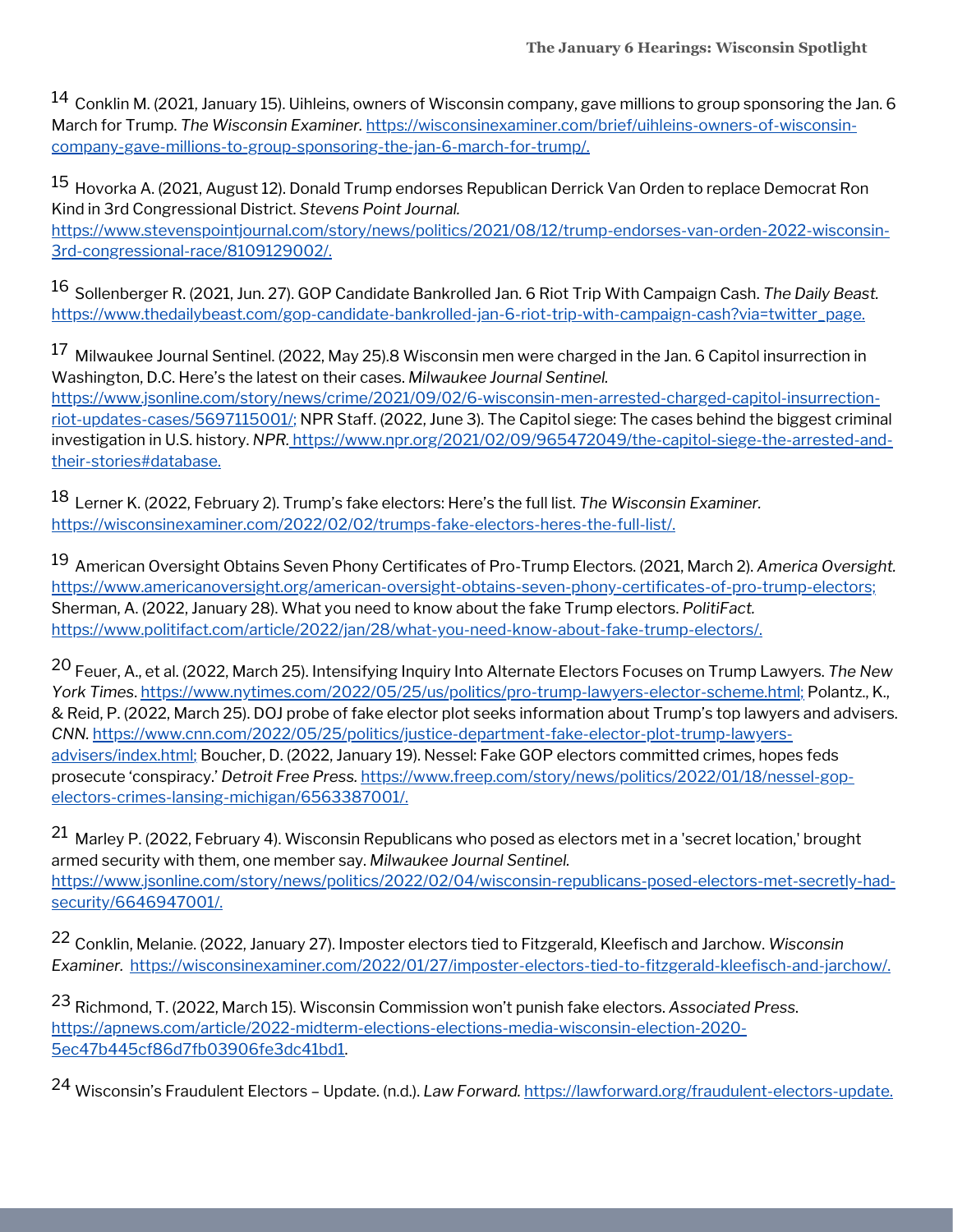14 Conklin M. (2021, January 15). Uihleins, owners of Wisconsin company, gave millions to group sponsoring the Jan. 6 March for Trump. *The Wisconsin Examiner.* https://wisconsinexaminer.com/brief/uihleins-owners-of-wisconsin-company-gave-millions-to-group-sponsoring-the-jan-6-march-for-trump/.

15 Hovorka A. (2021, August 12). Donald Trump endorses Republican Derrick Van Orden to replace Democrat Ron Kind in 3rd Congressional District. *Stevens Point Journal.* https://www.stevenspointjournal.com/story/news/politics/2021/08/12/trump-endorses-van-orden-2022-wisconsin-3rd-congressional-race/8109129002/.

16 Sollenberger R. (2021, Jun. 27). GOP Candidate Bankrolled Jan. 6 Riot Trip With Campaign Cash. *The Daily Beast.* https://www.thedailybeast.com/gop-candidate-bankrolled-jan-6-riot-trip-with-campaign-cash?via=twitter_page.

17 Milwaukee Journal Sentinel. (2022, May 25).8 Wisconsin men were charged in the Jan. 6 Capitol insurrection in Washington, D.C. Here's the latest on their cases. *Milwaukee Journal Sentinel.* https://www.jsonline.com/story/news/crime/2021/09/02/6-wisconsin-men-arrested-charged-capitol-insurrection-riot-updates-cases/5697115001/; NPR Staff. (2022, June 3). The Capitol siege: The cases behind the biggest criminal investigation in U.S. history. *NPR.* https://www.npr.org/2021/02/09/965472049/the-capitol-siege-the-arrested-and-their-stories#database.

18 Lerner K. (2022, February 2). Trump's fake electors: Here's the full list. *The Wisconsin Examiner.* https://wisconsinexaminer.com/2022/02/02/trumps-fake-electors-heres-the-full-list/.

19 American Oversight Obtains Seven Phony Certificates of Pro-Trump Electors. (2021, March 2). *America Oversight.* https://www.americanoversight.org/american-oversight-obtains-seven-phony-certificates-of-pro-trump-electors; Sherman, A. (2022, January 28). What you need to know about the fake Trump electors. *PolitiFact.* https://www.politifact.com/article/2022/jan/28/what-you-need-know-about-fake-trump-electors/.

20 Feuer, A., et al. (2022, March 25). Intensifying Inquiry Into Alternate Electors Focuses on Trump Lawyers. *The New York Times*. https://www.nytimes.com/2022/05/25/us/politics/pro-trump-lawyers-elector-scheme.html; Polantz., K., & Reid, P. (2022, March 25). DOJ probe of fake elector plot seeks information about Trump's top lawyers and advisers. *CNN.* https://www.cnn.com/2022/05/25/politics/justice-department-fake-elector-plot-trump-lawyers-advisers/index.html; Boucher, D. (2022, January 19). Nessel: Fake GOP electors committed crimes, hopes feds prosecute 'conspiracy.' *Detroit Free Press.* https://www.freep.com/story/news/politics/2022/01/18/nessel-gop-electors-crimes-lansing-michigan/6563387001/.

21 Marley P. (2022, February 4). Wisconsin Republicans who posed as electors met in a 'secret location,' brought armed security with them, one member say. *Milwaukee Journal Sentinel.* https://www.jsonline.com/story/news/politics/2022/02/04/wisconsin-republicans-posed-electors-met-secretly-had-security/6646947001/.

22 Conklin, Melanie. (2022, January 27). Imposter electors tied to Fitzgerald, Kleefisch and Jarchow. *Wisconsin Examiner.* https://wisconsinexaminer.com/2022/01/27/imposter-electors-tied-to-fitzgerald-kleefisch-and-jarchow/.

23 Richmond, T. (2022, March 15). Wisconsin Commission won't punish fake electors. *Associated Press.* https://apnews.com/article/2022-midterm-elections-elections-media-wisconsin-election-2020-5ec47b445cf86d7fb03906fe3dc41bd1.

24 Wisconsin's Fraudulent Electors – Update. (n.d.). *Law Forward.* https://lawforward.org/fraudulent-electors-update.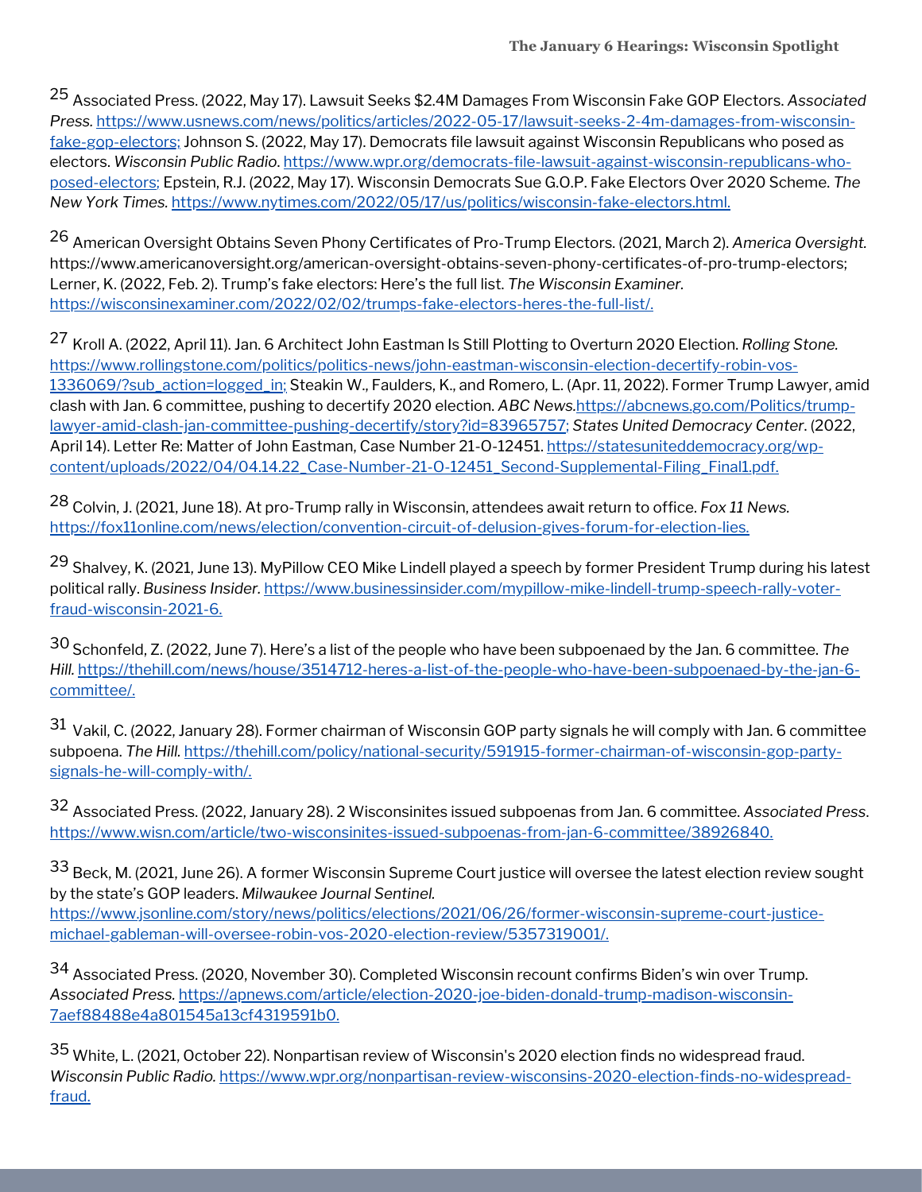[25] Associated Press. (2022, May 17). Lawsuit Seeks $2.4M Damages From Wisconsin Fake GOP Electors. *Associated Press.* https://www.usnews.com/news/politics/articles/2022-05-17/lawsuit-seeks-2-4m-damages-from-wisconsin-fake-gop-electors; Johnson S. (2022, May 17). Democrats file lawsuit against Wisconsin Republicans who posed as electors. *Wisconsin Public Radio.* https://www.wpr.org/democrats-file-lawsuit-against-wisconsin-republicans-who-posed-electors; Epstein, R.J. (2022, May 17). Wisconsin Democrats Sue G.O.P. Fake Electors Over 2020 Scheme. *The New York Times.* https://www.nytimes.com/2022/05/17/us/politics/wisconsin-fake-electors.html.

[26] American Oversight Obtains Seven Phony Certificates of Pro-Trump Electors. (2021, March 2). *America Oversight.* https://www.americanoversight.org/american-oversight-obtains-seven-phony-certificates-of-pro-trump-electors; Lerner, K. (2022, Feb. 2). Trump's fake electors: Here's the full list. *The Wisconsin Examiner.* https://wisconsinexaminer.com/2022/02/02/trumps-fake-electors-heres-the-full-list/.

[27] Kroll A. (2022, April 11). Jan. 6 Architect John Eastman Is Still Plotting to Overturn 2020 Election. *Rolling Stone.* https://www.rollingstone.com/politics/politics-news/john-eastman-wisconsin-election-decertify-robin-vos-1336069/?sub_action=logged_in; Steakin W., Faulders, K., and Romero, L. (Apr. 11, 2022). Former Trump Lawyer, amid clash with Jan. 6 committee, pushing to decertify 2020 election. *ABC News.*https://abcnews.go.com/Politics/trump-lawyer-amid-clash-jan-committee-pushing-decertify/story?id=83965757; *States United Democracy Center*. (2022, April 14). Letter Re: Matter of John Eastman, Case Number 21-O-12451. https://statesuniteddemocracy.org/wp-content/uploads/2022/04/04.14.22_Case-Number-21-O-12451_Second-Supplemental-Filing_Final1.pdf.

[28] Colvin, J. (2021, June 18). At pro-Trump rally in Wisconsin, attendees await return to office. *Fox 11 News.* https://fox11online.com/news/election/convention-circuit-of-delusion-gives-forum-for-election-lies.

[29] Shalvey, K. (2021, June 13). MyPillow CEO Mike Lindell played a speech by former President Trump during his latest political rally. *Business Insider.* https://www.businessinsider.com/mypillow-mike-lindell-trump-speech-rally-voter-fraud-wisconsin-2021-6.

[30] Schonfeld, Z. (2022, June 7). Here's a list of the people who have been subpoenaed by the Jan. 6 committee. *The Hill.* https://thehill.com/news/house/3514712-heres-a-list-of-the-people-who-have-been-subpoenaed-by-the-jan-6-committee/.

[31] Vakil, C. (2022, January 28). Former chairman of Wisconsin GOP party signals he will comply with Jan. 6 committee subpoena. *The Hill.* https://thehill.com/policy/national-security/591915-former-chairman-of-wisconsin-gop-party-signals-he-will-comply-with/.

[32] Associated Press. (2022, January 28). 2 Wisconsinites issued subpoenas from Jan. 6 committee. *Associated Press*. https://www.wisn.com/article/two-wisconsinites-issued-subpoenas-from-jan-6-committee/38926840.

[33] Beck, M. (2021, June 26). A former Wisconsin Supreme Court justice will oversee the latest election review sought by the state's GOP leaders. *Milwaukee Journal Sentinel.* https://www.jsonline.com/story/news/politics/elections/2021/06/26/former-wisconsin-supreme-court-justice-michael-gableman-will-oversee-robin-vos-2020-election-review/5357319001/.

[34] Associated Press. (2020, November 30). Completed Wisconsin recount confirms Biden's win over Trump. *Associated Press.* https://apnews.com/article/election-2020-joe-biden-donald-trump-madison-wisconsin-7aef88488e4a801545a13cf4319591b0.

[35] White, L. (2021, October 22). Nonpartisan review of Wisconsin's 2020 election finds no widespread fraud. *Wisconsin Public Radio.* https://www.wpr.org/nonpartisan-review-wisconsins-2020-election-finds-no-widespread-fraud.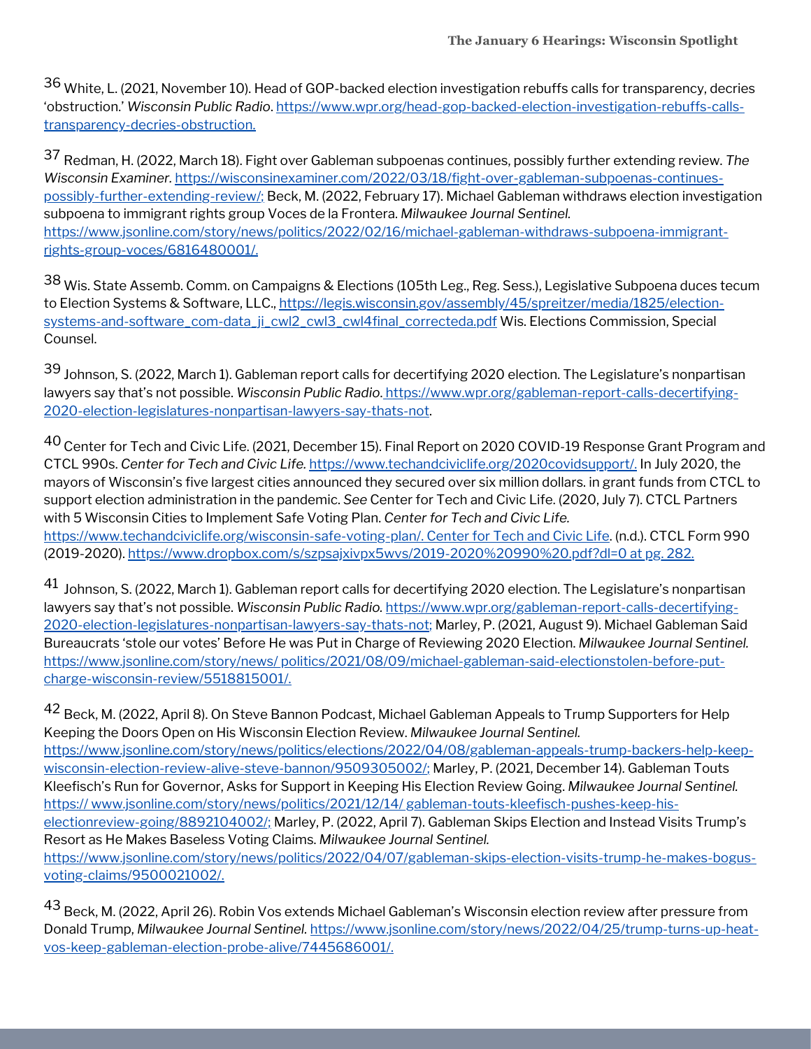[36] White, L. (2021, November 10). Head of GOP-backed election investigation rebuffs calls for transparency, decries 'obstruction.' *Wisconsin Public Radio*. https://www.wpr.org/head-gop-backed-election-investigation-rebuffs-calls-transparency-decries-obstruction.

[37] Redman, H. (2022, March 18). Fight over Gableman subpoenas continues, possibly further extending review. *The Wisconsin Examiner*. https://wisconsinexaminer.com/2022/03/18/fight-over-gableman-subpoenas-continues-possibly-further-extending-review/; Beck, M. (2022, February 17). Michael Gableman withdraws election investigation subpoena to immigrant rights group Voces de la Frontera. *Milwaukee Journal Sentinel*. https://www.jsonline.com/story/news/politics/2022/02/16/michael-gableman-withdraws-subpoena-immigrant-rights-group-voces/6816480001/.

[38] Wis. State Assemb. Comm. on Campaigns & Elections (105th Leg., Reg. Sess.), Legislative Subpoena duces tecum to Election Systems & Software, LLC., https://legis.wisconsin.gov/assembly/45/spreitzer/media/1825/election-systems-and-software_com-data_ji_cwl2_cwl3_cwl4final_correcteda.pdf Wis. Elections Commission, Special Counsel.

[39] Johnson, S. (2022, March 1). Gableman report calls for decertifying 2020 election. The Legislature's nonpartisan lawyers say that's not possible. *Wisconsin Public Radio*. https://www.wpr.org/gableman-report-calls-decertifying-2020-election-legislatures-nonpartisan-lawyers-say-thats-not.

[40] Center for Tech and Civic Life. (2021, December 15). Final Report on 2020 COVID-19 Response Grant Program and CTCL 990s. *Center for Tech and Civic Life*. https://www.techandciviclife.org/2020covidsupport/. In July 2020, the mayors of Wisconsin's five largest cities announced they secured over six million dollars. in grant funds from CTCL to support election administration in the pandemic. *See* Center for Tech and Civic Life. (2020, July 7). CTCL Partners with 5 Wisconsin Cities to Implement Safe Voting Plan. *Center for Tech and Civic Life*. https://www.techandciviclife.org/wisconsin-safe-voting-plan/. Center for Tech and Civic Life. (n.d.). CTCL Form 990 (2019-2020). https://www.dropbox.com/s/szpsajxivpx5wvs/2019-2020%20990%20.pdf?dl=0 at pg. 282.

[41] Johnson, S. (2022, March 1). Gableman report calls for decertifying 2020 election. The Legislature's nonpartisan lawyers say that's not possible. *Wisconsin Public Radio*. https://www.wpr.org/gableman-report-calls-decertifying-2020-election-legislatures-nonpartisan-lawyers-say-thats-not; Marley, P. (2021, August 9). Michael Gableman Said Bureaucrats 'stole our votes' Before He was Put in Charge of Reviewing 2020 Election. *Milwaukee Journal Sentinel*. https://www.jsonline.com/story/news/ politics/2021/08/09/michael-gableman-said-electionstolen-before-put-charge-wisconsin-review/5518815001/.

[42] Beck, M. (2022, April 8). On Steve Bannon Podcast, Michael Gableman Appeals to Trump Supporters for Help Keeping the Doors Open on His Wisconsin Election Review. *Milwaukee Journal Sentinel*. https://www.jsonline.com/story/news/politics/elections/2022/04/08/gableman-appeals-trump-backers-help-keep-wisconsin-election-review-alive-steve-bannon/9509305002/; Marley, P. (2021, December 14). Gableman Touts Kleefisch's Run for Governor, Asks for Support in Keeping His Election Review Going. *Milwaukee Journal Sentinel*. https:// www.jsonline.com/story/news/politics/2021/12/14/ gableman-touts-kleefisch-pushes-keep-his-electionreview-going/8892104002/; Marley, P. (2022, April 7). Gableman Skips Election and Instead Visits Trump's Resort as He Makes Baseless Voting Claims. *Milwaukee Journal Sentinel*. https://www.jsonline.com/story/news/politics/2022/04/07/gableman-skips-election-visits-trump-he-makes-bogus-voting-claims/9500021002/.

[43] Beck, M. (2022, April 26). Robin Vos extends Michael Gableman's Wisconsin election review after pressure from Donald Trump, *Milwaukee Journal Sentinel*. https://www.jsonline.com/story/news/2022/04/25/trump-turns-up-heat-vos-keep-gableman-election-probe-alive/7445686001/.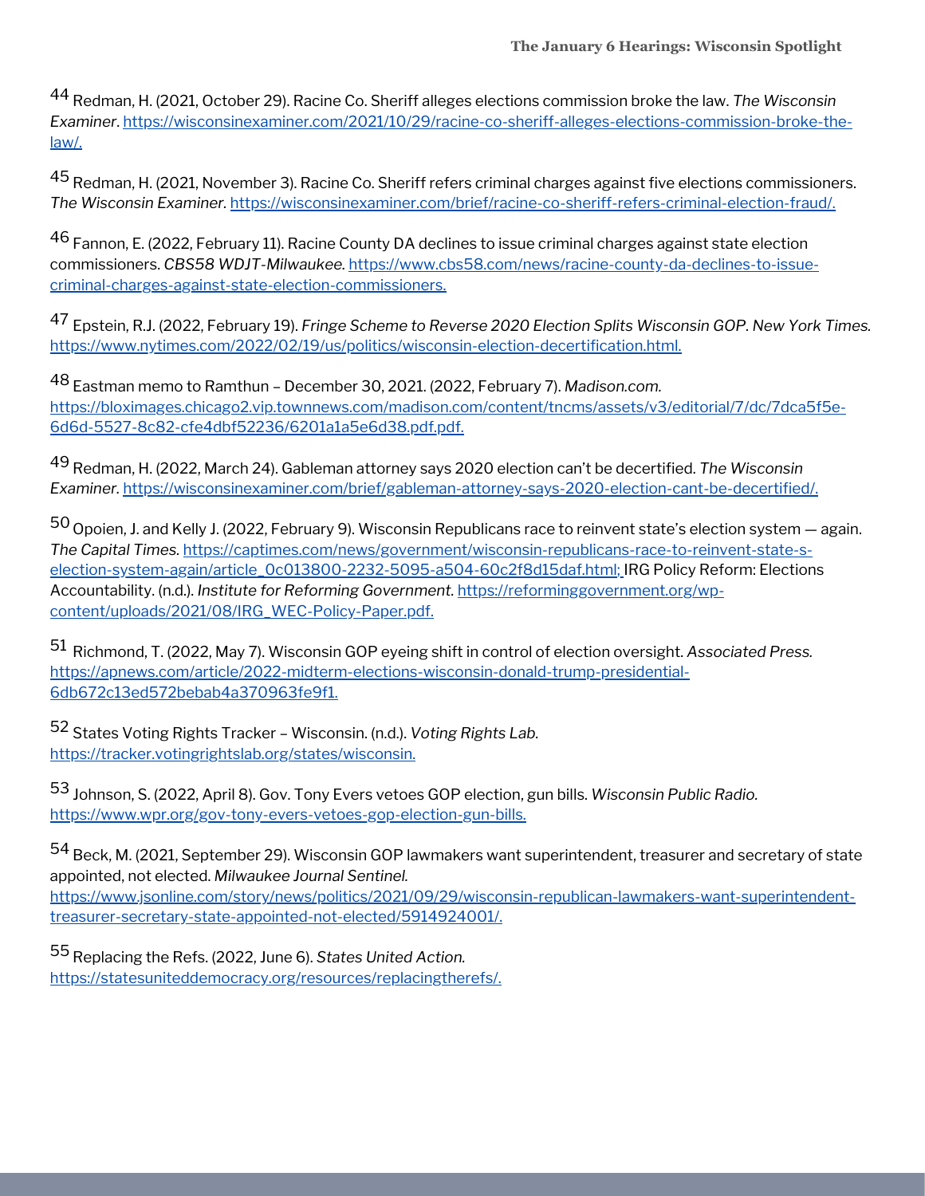44 Redman, H. (2021, October 29). Racine Co. Sheriff alleges elections commission broke the law. *The Wisconsin Examiner*. https://wisconsinexaminer.com/2021/10/29/racine-co-sheriff-alleges-elections-commission-broke-the-law/.

45 Redman, H. (2021, November 3). Racine Co. Sheriff refers criminal charges against five elections commissioners. *The Wisconsin Examiner.* https://wisconsinexaminer.com/brief/racine-co-sheriff-refers-criminal-election-fraud/.

46 Fannon, E. (2022, February 11). Racine County DA declines to issue criminal charges against state election commissioners. *CBS58 WDJT-Milwaukee.* https://www.cbs58.com/news/racine-county-da-declines-to-issue-criminal-charges-against-state-election-commissioners.

47 Epstein, R.J. (2022, February 19). *Fringe Scheme to Reverse 2020 Election Splits Wisconsin GOP*. *New York Times.* https://www.nytimes.com/2022/02/19/us/politics/wisconsin-election-decertification.html.

48 Eastman memo to Ramthun – December 30, 2021. (2022, February 7). *Madison.com.* https://bloximages.chicago2.vip.townnews.com/madison.com/content/tncms/assets/v3/editorial/7/dc/7dca5f5e-6d6d-5527-8c82-cfe4dbf52236/6201a1a5e6d38.pdf.pdf.

49 Redman, H. (2022, March 24). Gableman attorney says 2020 election can't be decertified. *The Wisconsin Examiner.* https://wisconsinexaminer.com/brief/gableman-attorney-says-2020-election-cant-be-decertified/.

50 Opoien, J. and Kelly J. (2022, February 9). Wisconsin Republicans race to reinvent state's election system — again. *The Capital Times.* https://captimes.com/news/government/wisconsin-republicans-race-to-reinvent-state-s-election-system-again/article_0c013800-2232-5095-a504-60c2f8d15daf.html; IRG Policy Reform: Elections Accountability. (n.d.). *Institute for Reforming Government.* https://reforminggovernment.org/wp-content/uploads/2021/08/IRG_WEC-Policy-Paper.pdf.

51 Richmond, T. (2022, May 7). Wisconsin GOP eyeing shift in control of election oversight. *Associated Press.* https://apnews.com/article/2022-midterm-elections-wisconsin-donald-trump-presidential-6db672c13ed572bebab4a370963fe9f1.

52 States Voting Rights Tracker – Wisconsin. (n.d.). *Voting Rights Lab.* https://tracker.votingrightslab.org/states/wisconsin.

53 Johnson, S. (2022, April 8). Gov. Tony Evers vetoes GOP election, gun bills. *Wisconsin Public Radio.* https://www.wpr.org/gov-tony-evers-vetoes-gop-election-gun-bills.

54 Beck, M. (2021, September 29). Wisconsin GOP lawmakers want superintendent, treasurer and secretary of state appointed, not elected. *Milwaukee Journal Sentinel.* https://www.jsonline.com/story/news/politics/2021/09/29/wisconsin-republican-lawmakers-want-superintendent-treasurer-secretary-state-appointed-not-elected/5914924001/.

55 Replacing the Refs. (2022, June 6). *States United Action.* https://statesuniteddemocracy.org/resources/replacingtherefs/.